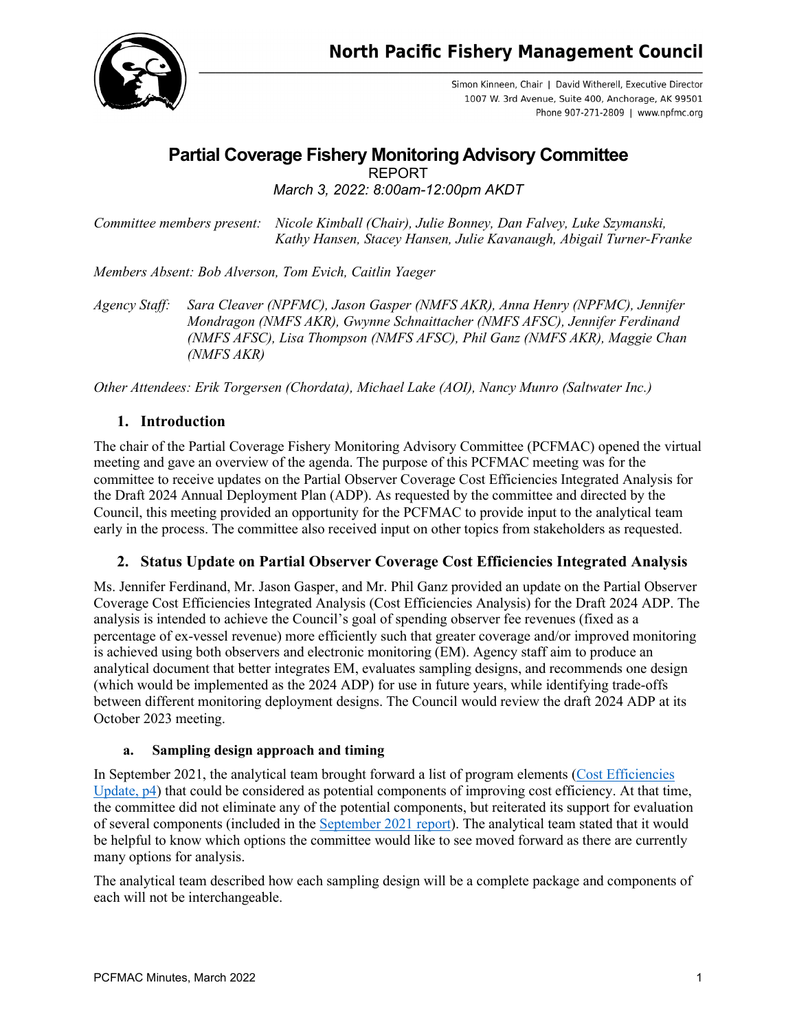North Pacific Fishery Management Council

Simon Kinneen, Chair | David Witherell, Executive Director
1007 W. 3rd Avenue, Suite 400, Anchorage, AK 99501
Phone 907-271-2809 | www.npfmc.org

# Partial Coverage Fishery Monitoring Advisory Committee

REPORT

*March 3, 2022: 8:00am-12:00pm AKDT*

*Committee members present:* *Nicole Kimball (Chair), Julie Bonney, Dan Falvey, Luke Szymanski, Kathy Hansen, Stacey Hansen, Julie Kavanaugh, Abigail Turner-Franke*

*Members Absent: Bob Alverson, Tom Evich, Caitlin Yaeger*

*Agency Staff:* *Sara Cleaver (NPFMC), Jason Gasper (NMFS AKR), Anna Henry (NPFMC), Jennifer Mondragon (NMFS AKR), Gwynne Schnaittacher (NMFS AFSC), Jennifer Ferdinand (NMFS AFSC), Lisa Thompson (NMFS AFSC), Phil Ganz (NMFS AKR), Maggie Chan (NMFS AKR)*

*Other Attendees: Erik Torgersen (Chordata), Michael Lake (AOI), Nancy Munro (Saltwater Inc.)*

## 1. Introduction

The chair of the Partial Coverage Fishery Monitoring Advisory Committee (PCFMAC) opened the virtual meeting and gave an overview of the agenda. The purpose of this PCFMAC meeting was for the committee to receive updates on the Partial Observer Coverage Cost Efficiencies Integrated Analysis for the Draft 2024 Annual Deployment Plan (ADP). As requested by the committee and directed by the Council, this meeting provided an opportunity for the PCFMAC to provide input to the analytical team early in the process. The committee also received input on other topics from stakeholders as requested.

## 2. Status Update on Partial Observer Coverage Cost Efficiencies Integrated Analysis

Ms. Jennifer Ferdinand, Mr. Jason Gasper, and Mr. Phil Ganz provided an update on the Partial Observer Coverage Cost Efficiencies Integrated Analysis (Cost Efficiencies Analysis) for the Draft 2024 ADP. The analysis is intended to achieve the Council's goal of spending observer fee revenues (fixed as a percentage of ex-vessel revenue) more efficiently such that greater coverage and/or improved monitoring is achieved using both observers and electronic monitoring (EM). Agency staff aim to produce an analytical document that better integrates EM, evaluates sampling designs, and recommends one design (which would be implemented as the 2024 ADP) for use in future years, while identifying trade-offs between different monitoring deployment designs. The Council would review the draft 2024 ADP at its October 2023 meeting.

### a. Sampling design approach and timing

In September 2021, the analytical team brought forward a list of program elements (Cost Efficiencies Update, p4) that could be considered as potential components of improving cost efficiency. At that time, the committee did not eliminate any of the potential components, but reiterated its support for evaluation of several components (included in the September 2021 report). The analytical team stated that it would be helpful to know which options the committee would like to see moved forward as there are currently many options for analysis.

The analytical team described how each sampling design will be a complete package and components of each will not be interchangeable.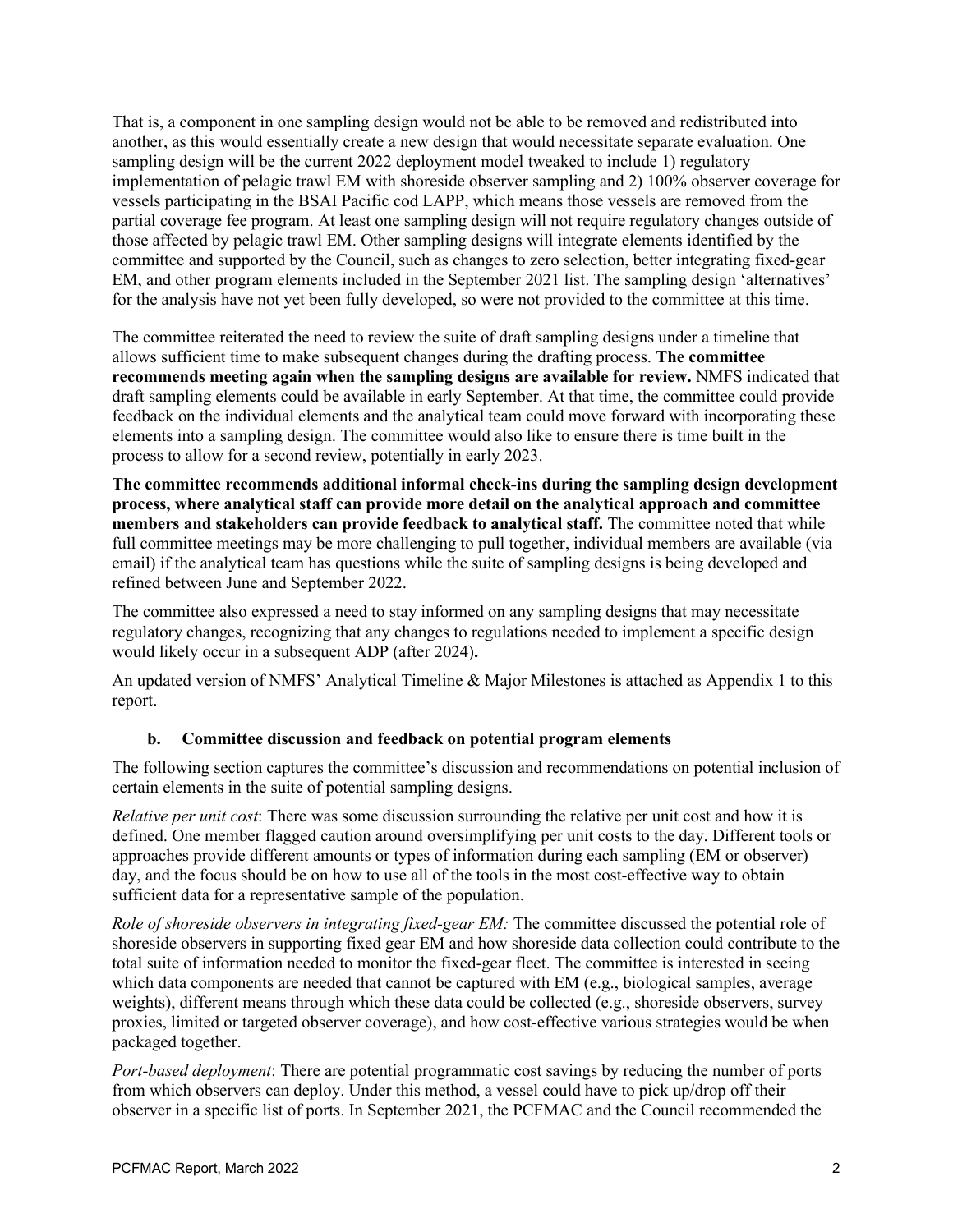That is, a component in one sampling design would not be able to be removed and redistributed into another, as this would essentially create a new design that would necessitate separate evaluation. One sampling design will be the current 2022 deployment model tweaked to include 1) regulatory implementation of pelagic trawl EM with shoreside observer sampling and 2) 100% observer coverage for vessels participating in the BSAI Pacific cod LAPP, which means those vessels are removed from the partial coverage fee program. At least one sampling design will not require regulatory changes outside of those affected by pelagic trawl EM. Other sampling designs will integrate elements identified by the committee and supported by the Council, such as changes to zero selection, better integrating fixed-gear EM, and other program elements included in the September 2021 list. The sampling design 'alternatives' for the analysis have not yet been fully developed, so were not provided to the committee at this time.

The committee reiterated the need to review the suite of draft sampling designs under a timeline that allows sufficient time to make subsequent changes during the drafting process. **The committee recommends meeting again when the sampling designs are available for review.** NMFS indicated that draft sampling elements could be available in early September. At that time, the committee could provide feedback on the individual elements and the analytical team could move forward with incorporating these elements into a sampling design. The committee would also like to ensure there is time built in the process to allow for a second review, potentially in early 2023.

**The committee recommends additional informal check-ins during the sampling design development process, where analytical staff can provide more detail on the analytical approach and committee members and stakeholders can provide feedback to analytical staff.** The committee noted that while full committee meetings may be more challenging to pull together, individual members are available (via email) if the analytical team has questions while the suite of sampling designs is being developed and refined between June and September 2022.

The committee also expressed a need to stay informed on any sampling designs that may necessitate regulatory changes, recognizing that any changes to regulations needed to implement a specific design would likely occur in a subsequent ADP (after 2024)**.**

An updated version of NMFS' Analytical Timeline & Major Milestones is attached as Appendix 1 to this report.

### b. Committee discussion and feedback on potential program elements

The following section captures the committee's discussion and recommendations on potential inclusion of certain elements in the suite of potential sampling designs.

*Relative per unit cost*: There was some discussion surrounding the relative per unit cost and how it is defined. One member flagged caution around oversimplifying per unit costs to the day. Different tools or approaches provide different amounts or types of information during each sampling (EM or observer) day, and the focus should be on how to use all of the tools in the most cost-effective way to obtain sufficient data for a representative sample of the population.

*Role of shoreside observers in integrating fixed-gear EM:* The committee discussed the potential role of shoreside observers in supporting fixed gear EM and how shoreside data collection could contribute to the total suite of information needed to monitor the fixed-gear fleet. The committee is interested in seeing which data components are needed that cannot be captured with EM (e.g., biological samples, average weights), different means through which these data could be collected (e.g., shoreside observers, survey proxies, limited or targeted observer coverage), and how cost-effective various strategies would be when packaged together.

*Port-based deployment*: There are potential programmatic cost savings by reducing the number of ports from which observers can deploy. Under this method, a vessel could have to pick up/drop off their observer in a specific list of ports. In September 2021, the PCFMAC and the Council recommended the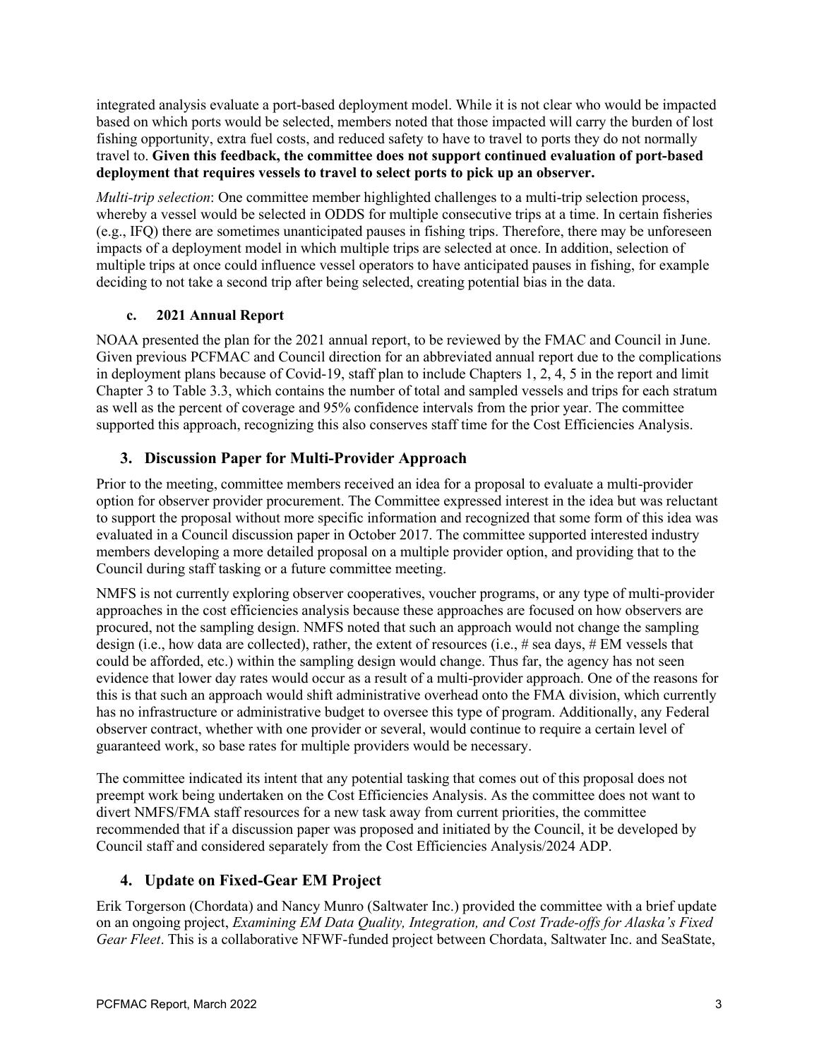integrated analysis evaluate a port-based deployment model. While it is not clear who would be impacted based on which ports would be selected, members noted that those impacted will carry the burden of lost fishing opportunity, extra fuel costs, and reduced safety to have to travel to ports they do not normally travel to. **Given this feedback, the committee does not support continued evaluation of port-based deployment that requires vessels to travel to select ports to pick up an observer.**

*Multi-trip selection*: One committee member highlighted challenges to a multi-trip selection process, whereby a vessel would be selected in ODDS for multiple consecutive trips at a time. In certain fisheries (e.g., IFQ) there are sometimes unanticipated pauses in fishing trips. Therefore, there may be unforeseen impacts of a deployment model in which multiple trips are selected at once. In addition, selection of multiple trips at once could influence vessel operators to have anticipated pauses in fishing, for example deciding to not take a second trip after being selected, creating potential bias in the data.

### c. 2021 Annual Report

NOAA presented the plan for the 2021 annual report, to be reviewed by the FMAC and Council in June. Given previous PCFMAC and Council direction for an abbreviated annual report due to the complications in deployment plans because of Covid-19, staff plan to include Chapters 1, 2, 4, 5 in the report and limit Chapter 3 to Table 3.3, which contains the number of total and sampled vessels and trips for each stratum as well as the percent of coverage and 95% confidence intervals from the prior year. The committee supported this approach, recognizing this also conserves staff time for the Cost Efficiencies Analysis.

## 3. Discussion Paper for Multi-Provider Approach

Prior to the meeting, committee members received an idea for a proposal to evaluate a multi-provider option for observer provider procurement. The Committee expressed interest in the idea but was reluctant to support the proposal without more specific information and recognized that some form of this idea was evaluated in a Council discussion paper in October 2017. The committee supported interested industry members developing a more detailed proposal on a multiple provider option, and providing that to the Council during staff tasking or a future committee meeting.

NMFS is not currently exploring observer cooperatives, voucher programs, or any type of multi-provider approaches in the cost efficiencies analysis because these approaches are focused on how observers are procured, not the sampling design. NMFS noted that such an approach would not change the sampling design (i.e., how data are collected), rather, the extent of resources (i.e., # sea days, # EM vessels that could be afforded, etc.) within the sampling design would change. Thus far, the agency has not seen evidence that lower day rates would occur as a result of a multi-provider approach. One of the reasons for this is that such an approach would shift administrative overhead onto the FMA division, which currently has no infrastructure or administrative budget to oversee this type of program. Additionally, any Federal observer contract, whether with one provider or several, would continue to require a certain level of guaranteed work, so base rates for multiple providers would be necessary.

The committee indicated its intent that any potential tasking that comes out of this proposal does not preempt work being undertaken on the Cost Efficiencies Analysis. As the committee does not want to divert NMFS/FMA staff resources for a new task away from current priorities, the committee recommended that if a discussion paper was proposed and initiated by the Council, it be developed by Council staff and considered separately from the Cost Efficiencies Analysis/2024 ADP.

## 4. Update on Fixed-Gear EM Project

Erik Torgerson (Chordata) and Nancy Munro (Saltwater Inc.) provided the committee with a brief update on an ongoing project, *Examining EM Data Quality, Integration, and Cost Trade-offs for Alaska's Fixed Gear Fleet*. This is a collaborative NFWF-funded project between Chordata, Saltwater Inc. and SeaState,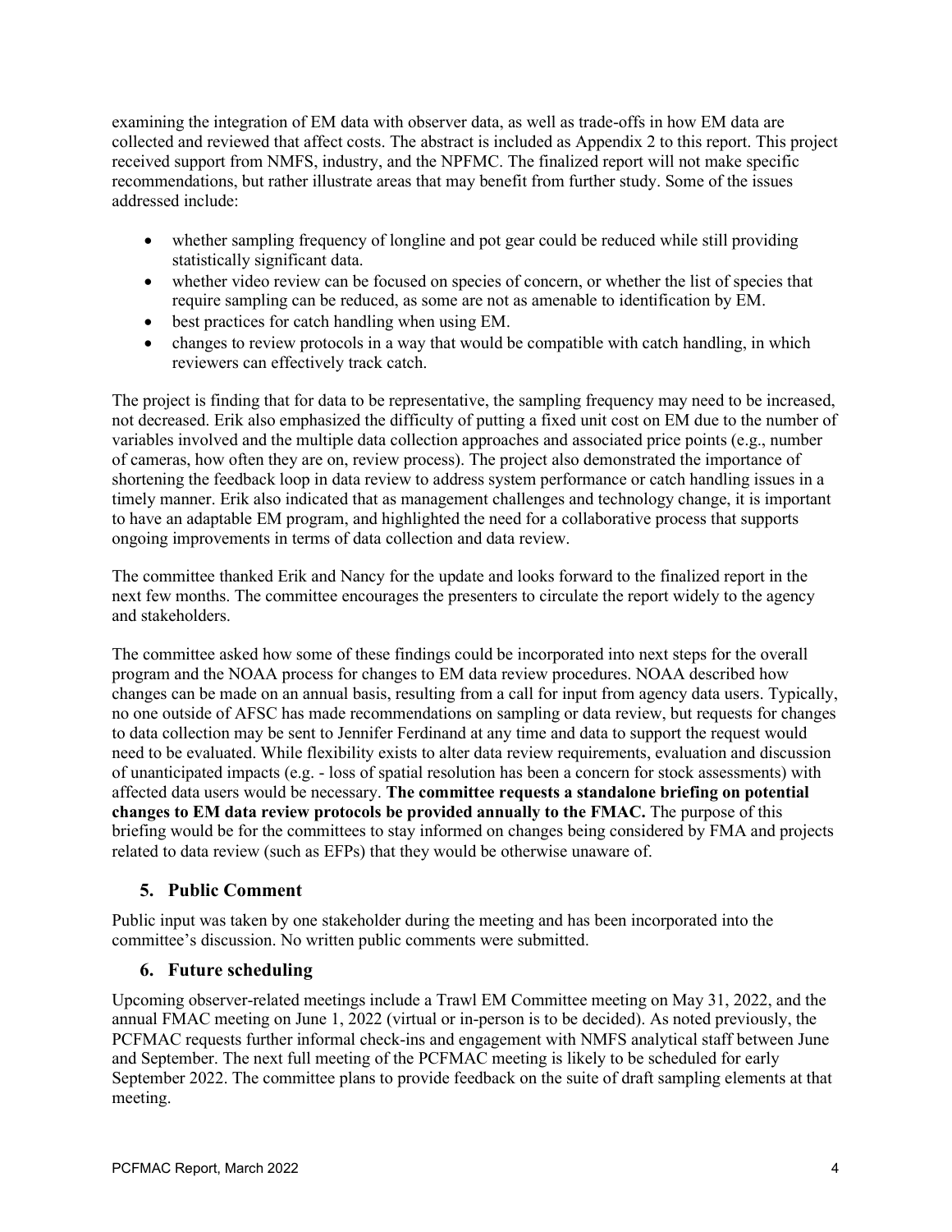examining the integration of EM data with observer data, as well as trade-offs in how EM data are collected and reviewed that affect costs. The abstract is included as Appendix 2 to this report. This project received support from NMFS, industry, and the NPFMC. The finalized report will not make specific recommendations, but rather illustrate areas that may benefit from further study. Some of the issues addressed include:

- whether sampling frequency of longline and pot gear could be reduced while still providing statistically significant data.
- whether video review can be focused on species of concern, or whether the list of species that require sampling can be reduced, as some are not as amenable to identification by EM.
- best practices for catch handling when using EM.
- changes to review protocols in a way that would be compatible with catch handling, in which reviewers can effectively track catch.

The project is finding that for data to be representative, the sampling frequency may need to be increased, not decreased. Erik also emphasized the difficulty of putting a fixed unit cost on EM due to the number of variables involved and the multiple data collection approaches and associated price points (e.g., number of cameras, how often they are on, review process). The project also demonstrated the importance of shortening the feedback loop in data review to address system performance or catch handling issues in a timely manner. Erik also indicated that as management challenges and technology change, it is important to have an adaptable EM program, and highlighted the need for a collaborative process that supports ongoing improvements in terms of data collection and data review.

The committee thanked Erik and Nancy for the update and looks forward to the finalized report in the next few months. The committee encourages the presenters to circulate the report widely to the agency and stakeholders.

The committee asked how some of these findings could be incorporated into next steps for the overall program and the NOAA process for changes to EM data review procedures. NOAA described how changes can be made on an annual basis, resulting from a call for input from agency data users. Typically, no one outside of AFSC has made recommendations on sampling or data review, but requests for changes to data collection may be sent to Jennifer Ferdinand at any time and data to support the request would need to be evaluated. While flexibility exists to alter data review requirements, evaluation and discussion of unanticipated impacts (e.g. - loss of spatial resolution has been a concern for stock assessments) with affected data users would be necessary. **The committee requests a standalone briefing on potential changes to EM data review protocols be provided annually to the FMAC.** The purpose of this briefing would be for the committees to stay informed on changes being considered by FMA and projects related to data review (such as EFPs) that they would be otherwise unaware of.

## 5. Public Comment

Public input was taken by one stakeholder during the meeting and has been incorporated into the committee's discussion. No written public comments were submitted.

## 6. Future scheduling

Upcoming observer-related meetings include a Trawl EM Committee meeting on May 31, 2022, and the annual FMAC meeting on June 1, 2022 (virtual or in-person is to be decided). As noted previously, the PCFMAC requests further informal check-ins and engagement with NMFS analytical staff between June and September. The next full meeting of the PCFMAC meeting is likely to be scheduled for early September 2022. The committee plans to provide feedback on the suite of draft sampling elements at that meeting.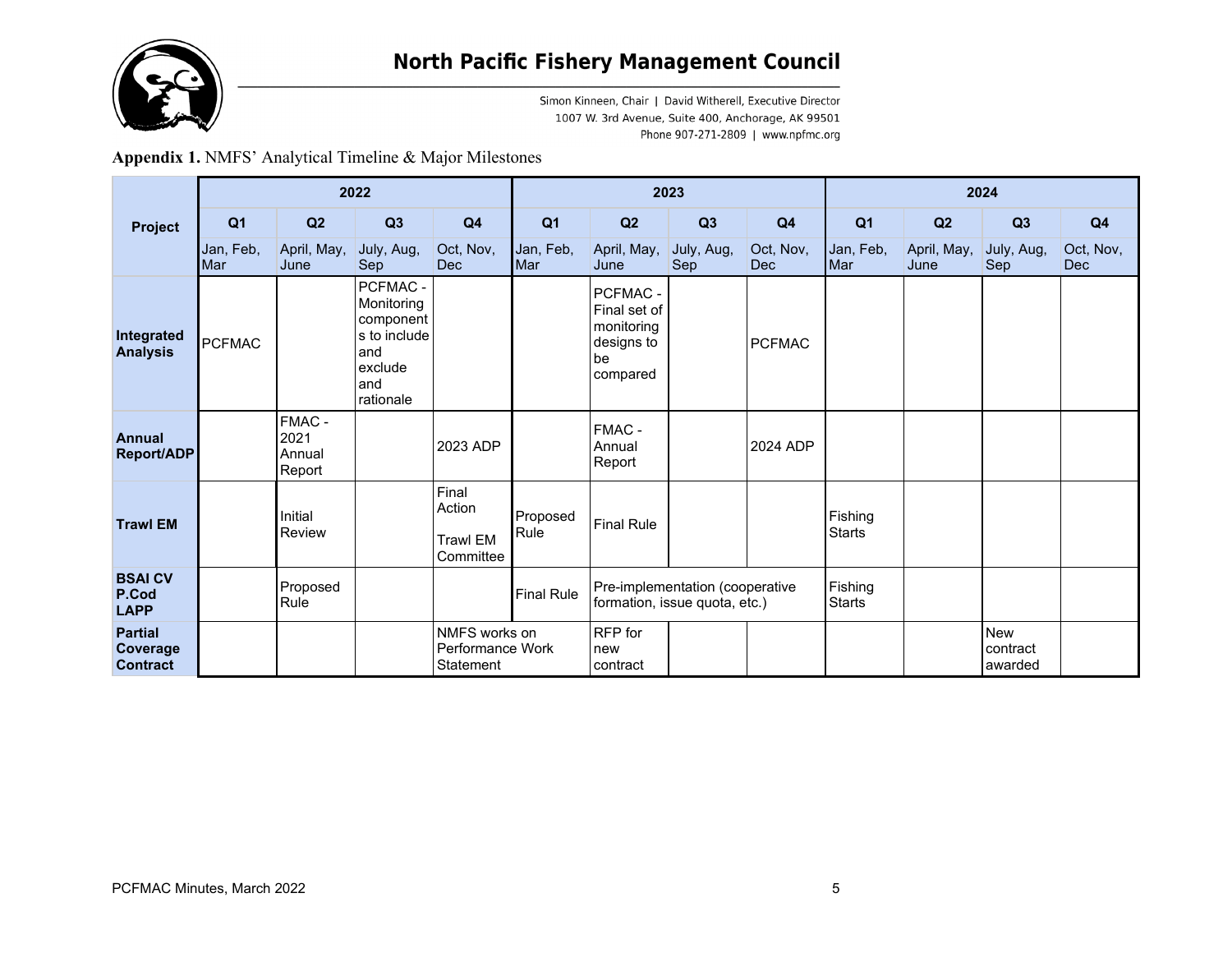# North Pacific Fishery Management Council

Simon Kinneen, Chair | David Witherell, Executive Director
1007 W. 3rd Avenue, Suite 400, Anchorage, AK 99501
Phone 907-271-2809 | www.npfmc.org

**Appendix 1.** NMFS' Analytical Timeline & Major Milestones

| Project | 2022 | | | | 2023 | | | | 2024 | | | |
|---|---|---|---|---|---|---|---|---|---|---|---|---|
| | Q1 | Q2 | Q3 | Q4 | Q1 | Q2 | Q3 | Q4 | Q1 | Q2 | Q3 | Q4 |
| | Jan, Feb, Mar | April, May, June | July, Aug, Sep | Oct, Nov, Dec | Jan, Feb, Mar | April, May, June | July, Aug, Sep | Oct, Nov, Dec | Jan, Feb, Mar | April, May, June | July, Aug, Sep | Oct, Nov, Dec |
| **Integrated Analysis** | PCFMAC | | PCFMAC - Monitoring components to include and exclude and rationale | | | PCFMAC - Final set of monitoring designs to be compared | | PCFMAC | | | | |
| **Annual Report/ADP** | | FMAC - 2021 Annual Report | | 2023 ADP | | FMAC - Annual Report | | 2024 ADP | | | | |
| **Trawl EM** | | Initial Review | | Final Action<br>Trawl EM Committee | Proposed Rule | Final Rule | | | Fishing Starts | | | |
| **BSAI CV P.Cod LAPP** | | Proposed Rule | | | Final Rule | Pre-implementation (cooperative formation, issue quota, etc.) | | | Fishing Starts | | | |
| **Partial Coverage Contract** | | | | NMFS works on Performance Work Statement | | RFP for new contract | | | | | New contract awarded | |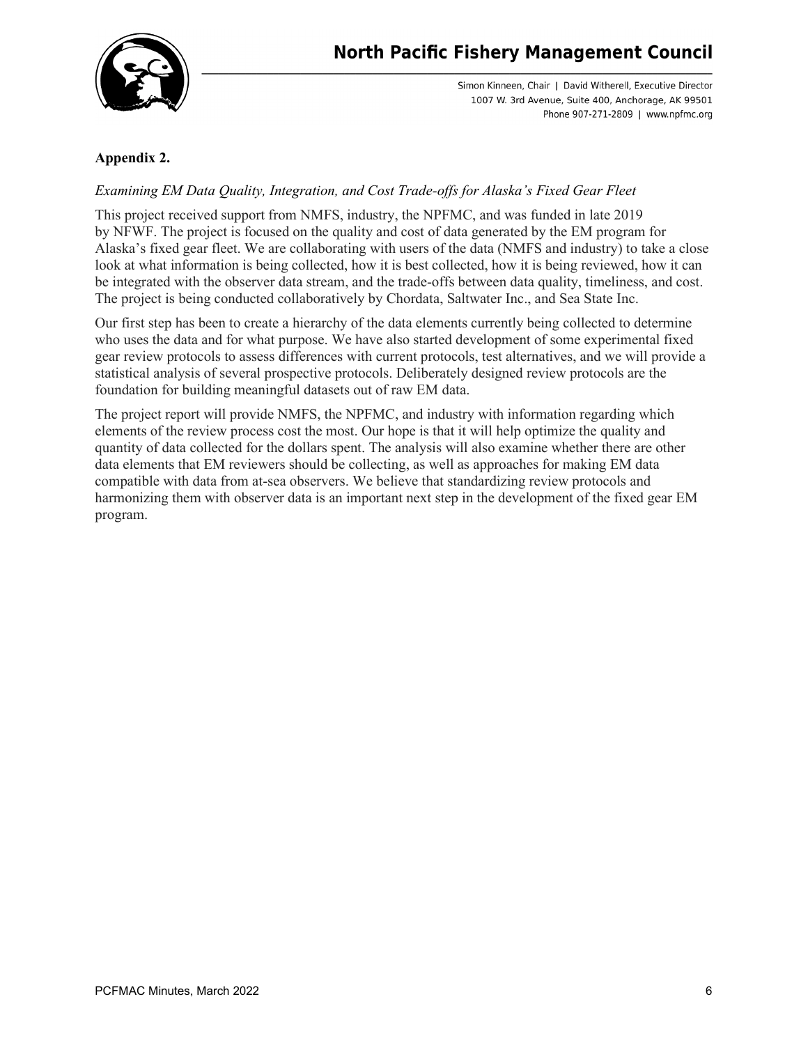**Appendix 2.**

*Examining EM Data Quality, Integration, and Cost Trade-offs for Alaska's Fixed Gear Fleet*

This project received support from NMFS, industry, the NPFMC, and was funded in late 2019 by NFWF. The project is focused on the quality and cost of data generated by the EM program for Alaska's fixed gear fleet. We are collaborating with users of the data (NMFS and industry) to take a close look at what information is being collected, how it is best collected, how it is being reviewed, how it can be integrated with the observer data stream, and the trade-offs between data quality, timeliness, and cost. The project is being conducted collaboratively by Chordata, Saltwater Inc., and Sea State Inc.

Our first step has been to create a hierarchy of the data elements currently being collected to determine who uses the data and for what purpose. We have also started development of some experimental fixed gear review protocols to assess differences with current protocols, test alternatives, and we will provide a statistical analysis of several prospective protocols. Deliberately designed review protocols are the foundation for building meaningful datasets out of raw EM data.

The project report will provide NMFS, the NPFMC, and industry with information regarding which elements of the review process cost the most. Our hope is that it will help optimize the quality and quantity of data collected for the dollars spent. The analysis will also examine whether there are other data elements that EM reviewers should be collecting, as well as approaches for making EM data compatible with data from at-sea observers. We believe that standardizing review protocols and harmonizing them with observer data is an important next step in the development of the fixed gear EM program.